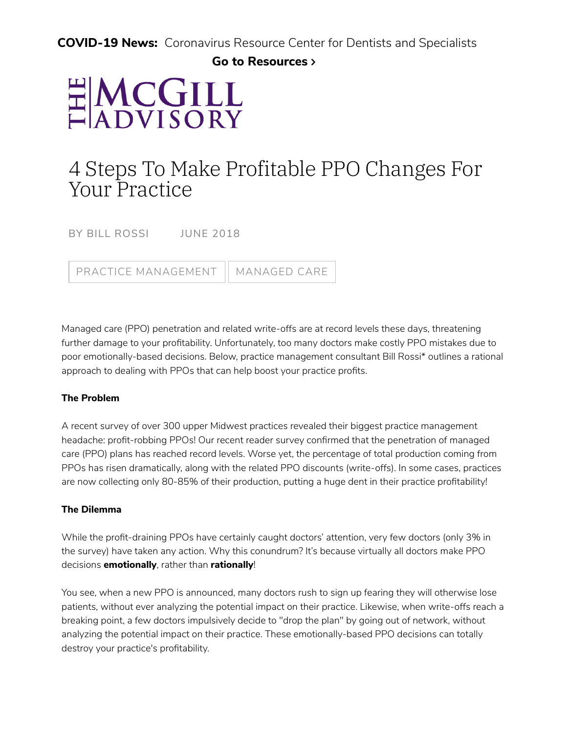**COVID-19 News:** Coronavirus Resource Center for Dentists and Specialists

**Go to Resources ›**

THE McGILL ADVISORY

# 4 Steps To Make Profitable PPO Changes For Your Practice

BY BILL ROSSI JUNE 2018

PRACTICE MANAGEMENT | MANAGED CARE

Managed care (PPO) penetration and related write-offs are at record levels these days, threatening further damage to your profitability. Unfortunately, too many doctors make costly PPO mistakes due to poor emotionally-based decisions. Below, practice management consultant Bill Rossi* outlines a rational approach to dealing with PPOs that can help boost your practice profits.

**The Problem**

A recent survey of over 300 upper Midwest practices revealed their biggest practice management headache: profit-robbing PPOs! Our recent reader survey confirmed that the penetration of managed care (PPO) plans has reached record levels. Worse yet, the percentage of total production coming from PPOs has risen dramatically, along with the related PPO discounts (write-offs). In some cases, practices are now collecting only 80-85% of their production, putting a huge dent in their practice profitability!

**The Dilemma**

While the profit-draining PPOs have certainly caught doctors' attention, very few doctors (only 3% in the survey) have taken any action. Why this conundrum? It's because virtually all doctors make PPO decisions **emotionally**, rather than **rationally**!

You see, when a new PPO is announced, many doctors rush to sign up fearing they will otherwise lose patients, without ever analyzing the potential impact on their practice. Likewise, when write-offs reach a breaking point, a few doctors impulsively decide to "drop the plan" by going out of network, without analyzing the potential impact on their practice. These emotionally-based PPO decisions can totally destroy your practice's profitability.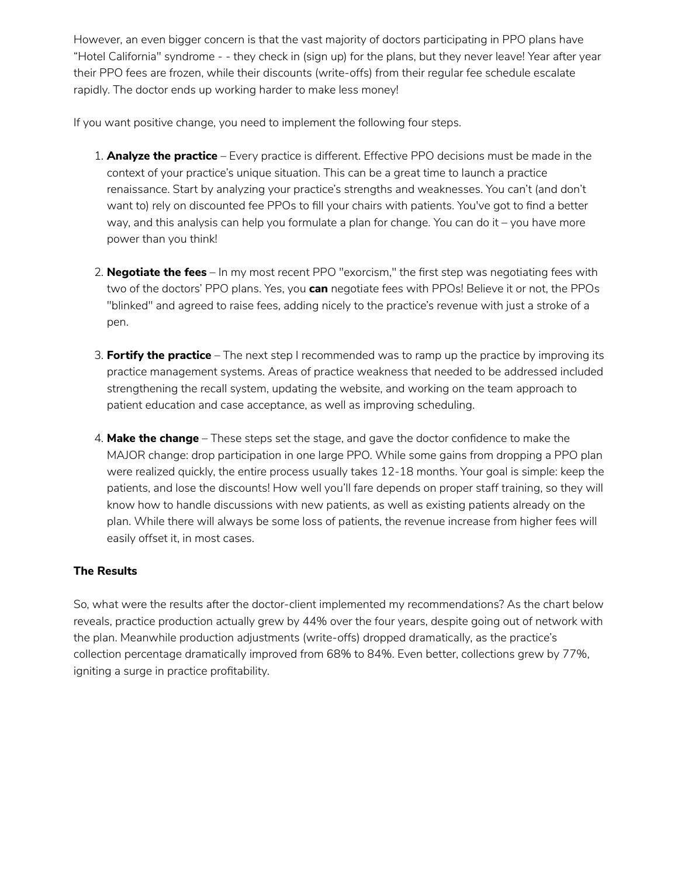However, an even bigger concern is that the vast majority of doctors participating in PPO plans have "Hotel California" syndrome - - they check in (sign up) for the plans, but they never leave! Year after year their PPO fees are frozen, while their discounts (write-offs) from their regular fee schedule escalate rapidly. The doctor ends up working harder to make less money!

If you want positive change, you need to implement the following four steps.

1. **Analyze the practice** – Every practice is different. Effective PPO decisions must be made in the context of your practice's unique situation. This can be a great time to launch a practice renaissance. Start by analyzing your practice's strengths and weaknesses. You can't (and don't want to) rely on discounted fee PPOs to fill your chairs with patients. You've got to find a better way, and this analysis can help you formulate a plan for change. You can do it – you have more power than you think!

2. **Negotiate the fees** – In my most recent PPO "exorcism," the first step was negotiating fees with two of the doctors' PPO plans. Yes, you **can** negotiate fees with PPOs! Believe it or not, the PPOs "blinked" and agreed to raise fees, adding nicely to the practice's revenue with just a stroke of a pen.

3. **Fortify the practice** – The next step I recommended was to ramp up the practice by improving its practice management systems. Areas of practice weakness that needed to be addressed included strengthening the recall system, updating the website, and working on the team approach to patient education and case acceptance, as well as improving scheduling.

4. **Make the change** – These steps set the stage, and gave the doctor confidence to make the MAJOR change: drop participation in one large PPO. While some gains from dropping a PPO plan were realized quickly, the entire process usually takes 12-18 months. Your goal is simple: keep the patients, and lose the discounts! How well you'll fare depends on proper staff training, so they will know how to handle discussions with new patients, as well as existing patients already on the plan. While there will always be some loss of patients, the revenue increase from higher fees will easily offset it, in most cases.

**The Results**

So, what were the results after the doctor-client implemented my recommendations? As the chart below reveals, practice production actually grew by 44% over the four years, despite going out of network with the plan. Meanwhile production adjustments (write-offs) dropped dramatically, as the practice's collection percentage dramatically improved from 68% to 84%. Even better, collections grew by 77%, igniting a surge in practice profitability.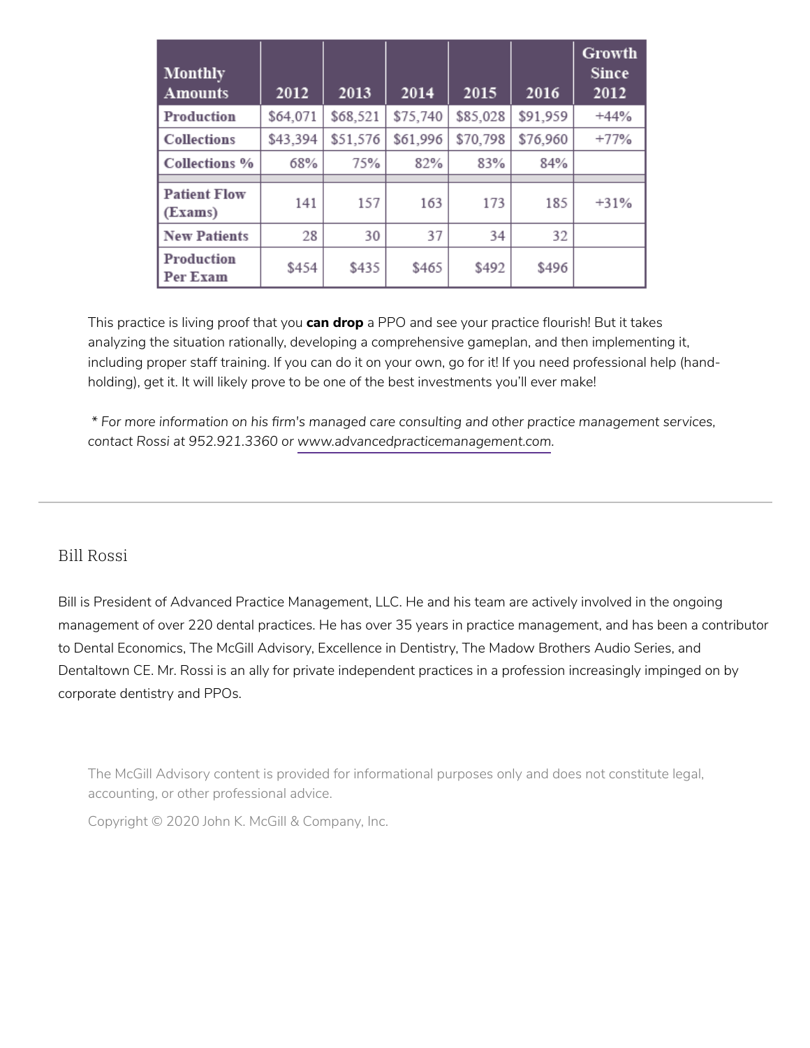| Monthly Amounts | 2012 | 2013 | 2014 | 2015 | 2016 | Growth Since 2012 |
|---|---|---|---|---|---|---|
| Production | $64,071 | $68,521 | $75,740 | $85,028 | $91,959 | +44% |
| Collections | $43,394 | $51,576 | $61,996 | $70,798 | $76,960 | +77% |
| Collections % | 68% | 75% | 82% | 83% | 84% | |
| | | | | | | |
| Patient Flow (Exams) | 141 | 157 | 163 | 173 | 185 | +31% |
| New Patients | 28 | 30 | 37 | 34 | 32 | |
| Production Per Exam | $454 | $435 | $465 | $492 | $496 | |

This practice is living proof that you **can drop** a PPO and see your practice flourish! But it takes analyzing the situation rationally, developing a comprehensive gameplan, and then implementing it, including proper staff training. If you can do it on your own, go for it! If you need professional help (hand-holding), get it. It will likely prove to be one of the best investments you'll ever make!

*\* For more information on his firm's managed care consulting and other practice management services, contact Rossi at 952.921.3360 or www.advancedpracticemanagement.com.*

---

## Bill Rossi

Bill is President of Advanced Practice Management, LLC. He and his team are actively involved in the ongoing management of over 220 dental practices. He has over 35 years in practice management, and has been a contributor to Dental Economics, The McGill Advisory, Excellence in Dentistry, The Madow Brothers Audio Series, and Dentaltown CE. Mr. Rossi is an ally for private independent practices in a profession increasingly impinged on by corporate dentistry and PPOs.

The McGill Advisory content is provided for informational purposes only and does not constitute legal, accounting, or other professional advice.

Copyright © 2020 John K. McGill & Company, Inc.